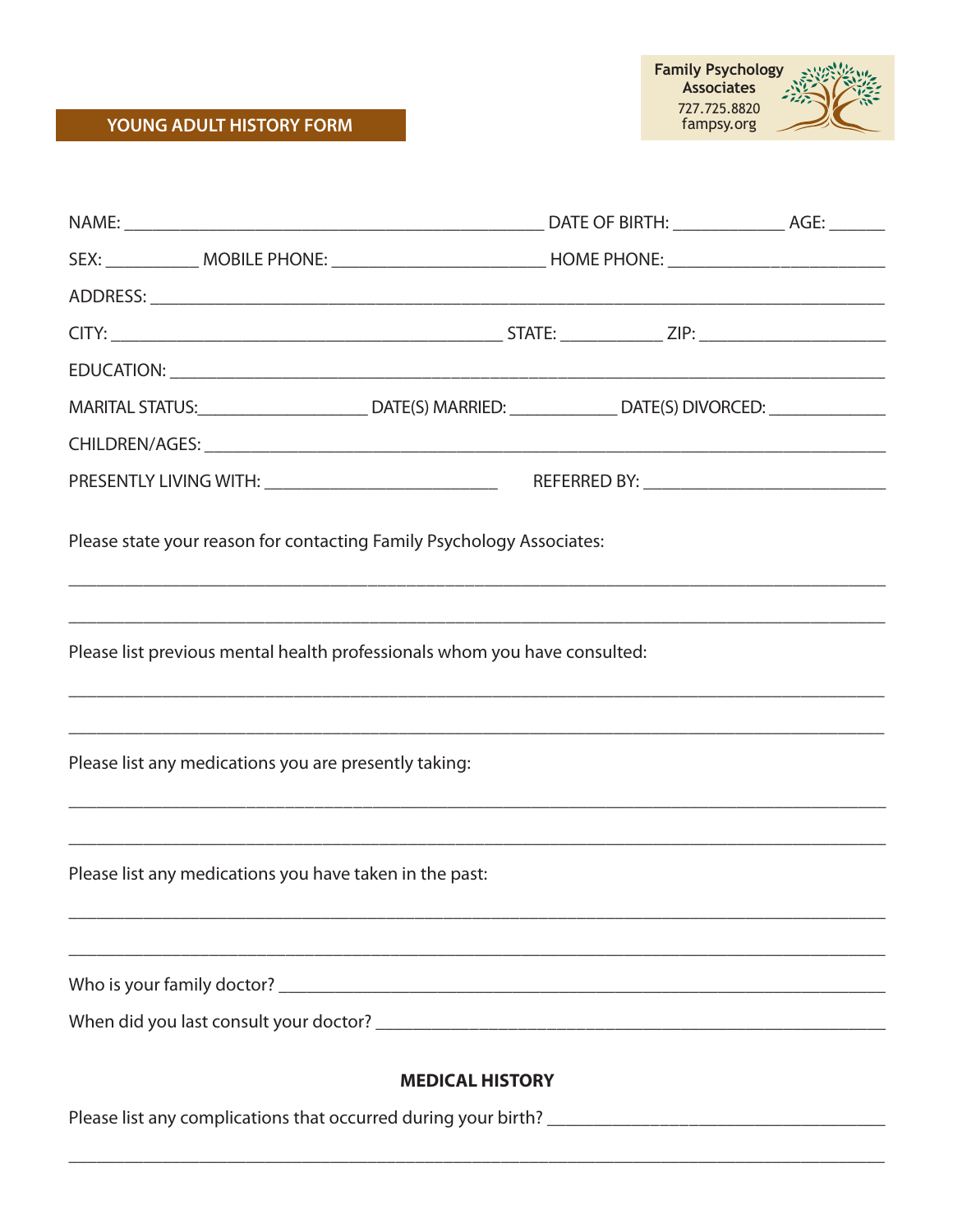# YOUNG ADULT HISTORY FORM

Family Psychology Associates
727.725.8820
fampsy.org

NAME: ______________________________ DATE OF BIRTH: __________ AGE: ______

SEX: ________ MOBILE PHONE: __________________ HOME PHONE: __________________

ADDRESS: ____________________________________________________________

CITY: ________________________________ STATE: _________ ZIP: ________________

EDUCATION: __________________________________________________________

MARITAL STATUS: ________________ DATE(S) MARRIED: __________ DATE(S) DIVORCED: __________

CHILDREN/AGES: ______________________________________________________

PRESENTLY LIVING WITH: ____________________ REFERRED BY: ____________________

Please state your reason for contacting Family Psychology Associates:

______________________________________________________________________

______________________________________________________________________

Please list previous mental health professionals whom you have consulted:

______________________________________________________________________

______________________________________________________________________

Please list any medications you are presently taking:

______________________________________________________________________

______________________________________________________________________

Please list any medications you have taken in the past:

______________________________________________________________________

______________________________________________________________________

Who is your family doctor? _____________________________________________

When did you last consult your doctor? ___________________________________

## MEDICAL HISTORY

Please list any complications that occurred during your birth? ____________________________

______________________________________________________________________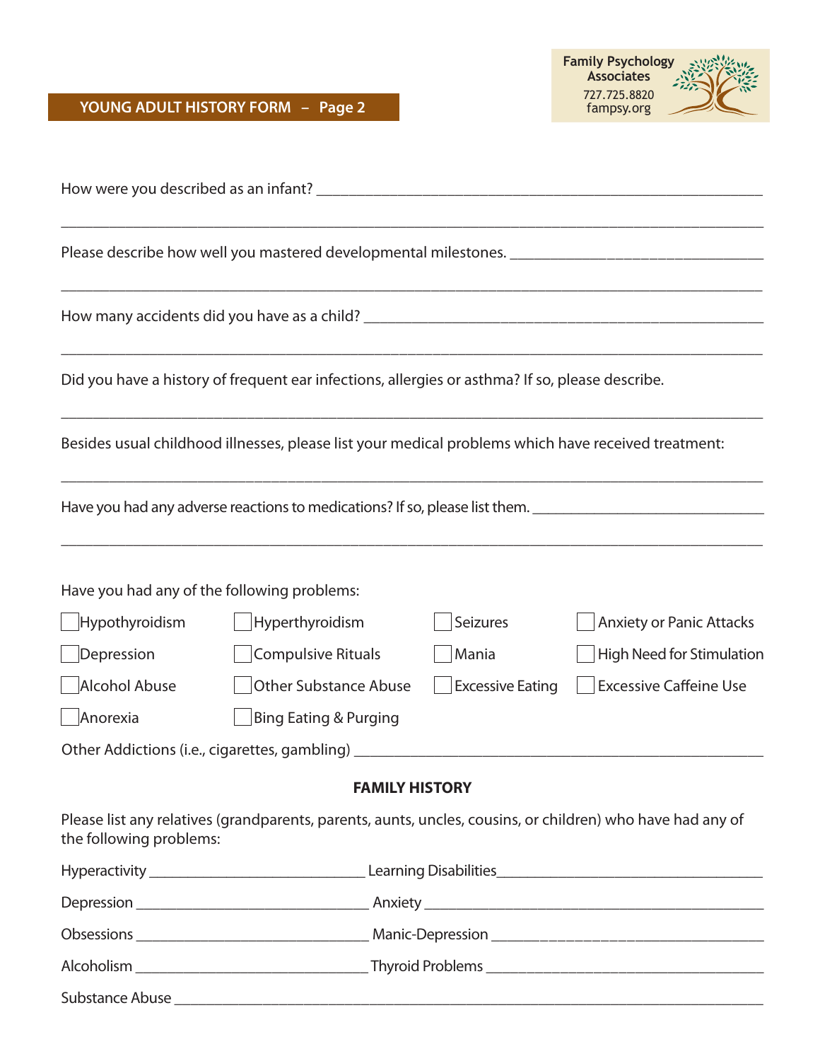## YOUNG ADULT HISTORY FORM – Page 2

How were you described as an infant? ______________________________________________

_______________________________________________________________________________

Please describe how well you mastered developmental milestones. ______________________

_______________________________________________________________________________

How many accidents did you have as a child? _____________________________________

_______________________________________________________________________________

Did you have a history of frequent ear infections, allergies or asthma? If so, please describe.

_______________________________________________________________________________

Besides usual childhood illnesses, please list your medical problems which have received treatment:

_______________________________________________________________________________

Have you had any adverse reactions to medications? If so, please list them. _______________

_______________________________________________________________________________

Have you had any of the following problems:

- ☐ Hypothyroidism
- ☐ Hyperthyroidism
- ☐ Seizures
- ☐ Anxiety or Panic Attacks
- ☐ Depression
- ☐ Compulsive Rituals
- ☐ Mania
- ☐ High Need for Stimulation
- ☐ Alcohol Abuse
- ☐ Other Substance Abuse
- ☐ Excessive Eating
- ☐ Excessive Caffeine Use
- ☐ Anorexia
- ☐ Bing Eating & Purging

Other Addictions (i.e., cigarettes, gambling) ________________________________________

### FAMILY HISTORY

Please list any relatives (grandparents, parents, aunts, uncles, cousins, or children) who have had any of the following problems:

Hyperactivity ____________________ Learning Disabilities____________________

Depression ____________________ Anxiety ____________________

Obsessions ____________________ Manic-Depression ____________________

Alcoholism ____________________ Thyroid Problems ____________________

Substance Abuse ________________________________________________________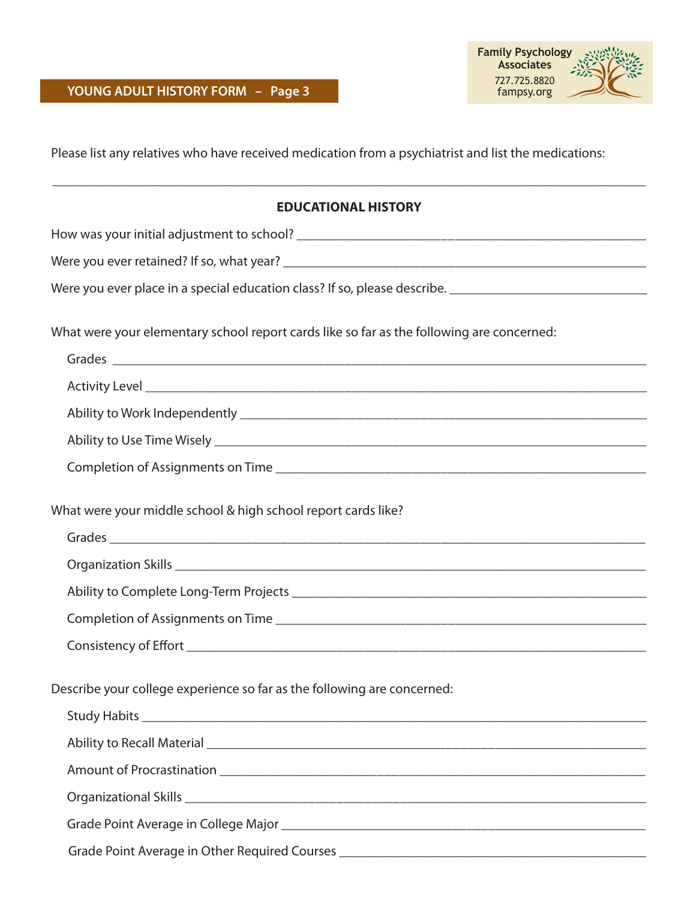Please list any relatives who have received medication from a psychiatrist and list the medications:

_______________________________________________________________________________

## EDUCATIONAL HISTORY

How was your initial adjustment to school? ________________________________________________

Were you ever retained? If so, what year? _________________________________________________

Were you ever place in a special education class? If so, please describe. __________________________

What were your elementary school report cards like so far as the following are concerned:

Grades ______________________________________________________________________

Activity Level _________________________________________________________________

Ability to Work Independently ____________________________________________________

Ability to Use Time Wisely _______________________________________________________

Completion of Assignments on Time _______________________________________________

What were your middle school & high school report cards like?

Grades ______________________________________________________________________

Organization Skills _____________________________________________________________

Ability to Complete Long-Term Projects _____________________________________________

Completion of Assignments on Time _______________________________________________

Consistency of Effort ___________________________________________________________

Describe your college experience so far as the following are concerned:

Study Habits __________________________________________________________________

Ability to Recall Material ________________________________________________________

Amount of Procrastination _______________________________________________________

Organizational Skills ____________________________________________________________

Grade Point Average in College Major ______________________________________________

Grade Point Average in Other Required Courses ______________________________________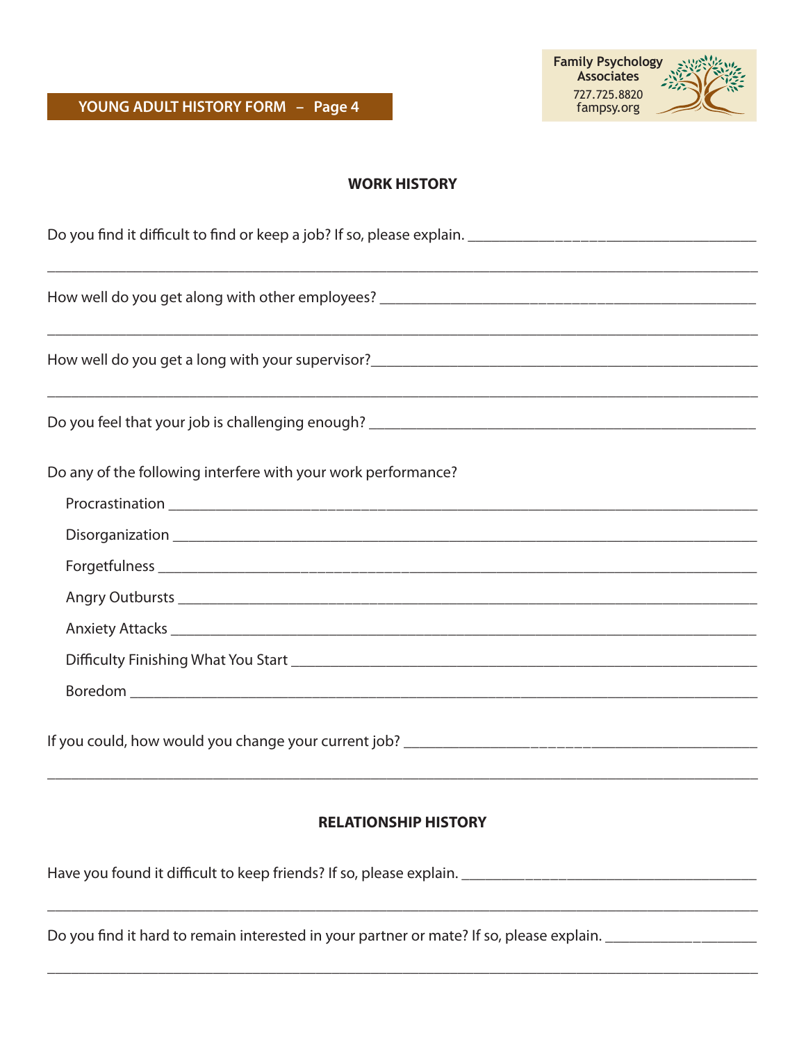## WORK HISTORY

Do you find it difficult to find or keep a job? If so, please explain. ____________________________________

________________________________________________________________________________

How well do you get along with other employees? ________________________________________________

________________________________________________________________________________

How well do you get a long with your supervisor?________________________________________________

________________________________________________________________________________

Do you feel that your job is challenging enough? ________________________________________________

Do any of the following interfere with your work performance?

- Procrastination ________________________________________________________________
- Disorganization ________________________________________________________________
- Forgetfulness _________________________________________________________________
- Angry Outbursts ________________________________________________________________
- Anxiety Attacks ________________________________________________________________
- Difficulty Finishing What You Start _______________________________________________
- Boredom _____________________________________________________________________

If you could, how would you change your current job? _____________________________________________

________________________________________________________________________________

## RELATIONSHIP HISTORY

Have you found it difficult to keep friends? If so, please explain. ______________________________________

________________________________________________________________________________

Do you find it hard to remain interested in your partner or mate? If so, please explain. ___________________

________________________________________________________________________________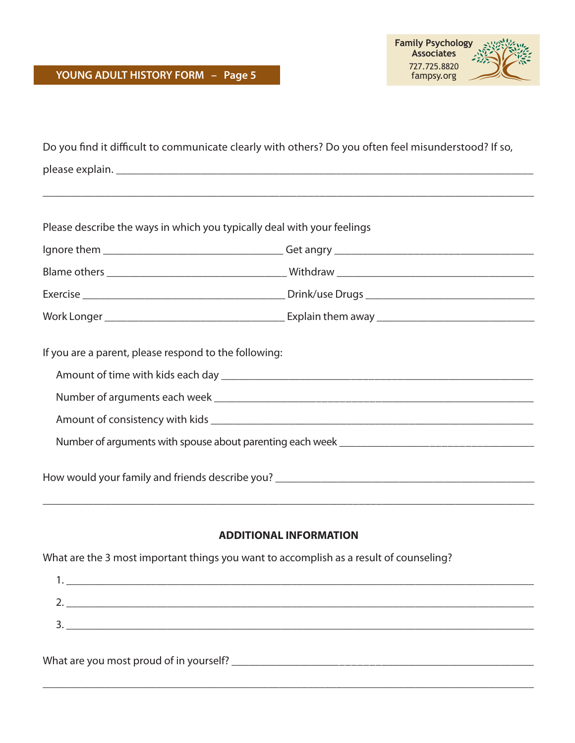Do you find it difficult to communicate clearly with others? Do you often feel misunderstood? If so, please explain. ______________________________________________________________________

______________________________________________________________________________________

Please describe the ways in which you typically deal with your feelings

Ignore them ______________________________ Get angry ______________________________

Blame others ______________________________ Withdraw ______________________________

Exercise ______________________________ Drink/use Drugs ______________________________

Work Longer ______________________________ Explain them away ______________________________

If you are a parent, please respond to the following:

Amount of time with kids each day ______________________________________________

Number of arguments each week ______________________________________________

Amount of consistency with kids ______________________________________________

Number of arguments with spouse about parenting each week ______________________________

How would your family and friends describe you? ______________________________________

______________________________________________________________________________________

## ADDITIONAL INFORMATION

What are the 3 most important things you want to accomplish as a result of counseling?

1. ______________________________________________________________________________

2. ______________________________________________________________________________

3. ______________________________________________________________________________

What are you most proud of in yourself? ______________________________________________

______________________________________________________________________________________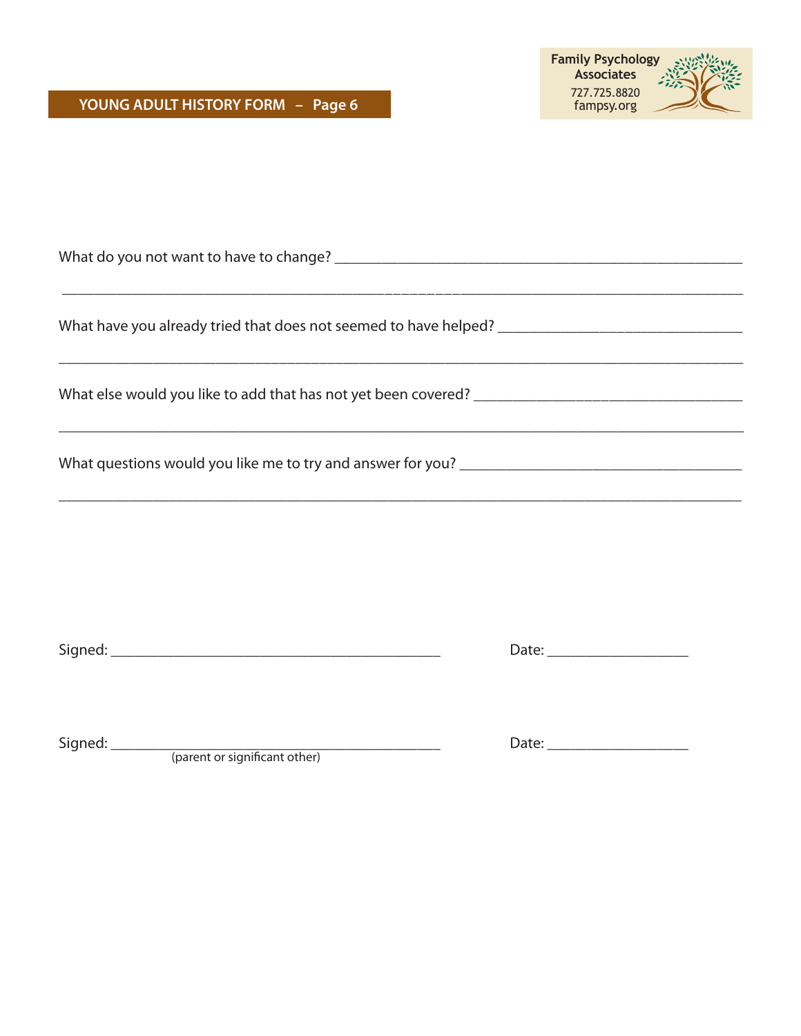## YOUNG ADULT HISTORY FORM – Page 6

Family Psychology Associates
727.725.8820
fampsy.org

What do you not want to have to change? ______________________________________________

______________________________________________________________________________

What have you already tried that does not seemed to have helped? ___________________________

______________________________________________________________________________

What else would you like to add that has not yet been covered? _____________________________

______________________________________________________________________________

What questions would you like me to try and answer for you? ________________________________

______________________________________________________________________________

Signed: ________________________________________ Date: ________________

Signed: ________________________________________ Date: ________________
(parent or significant other)